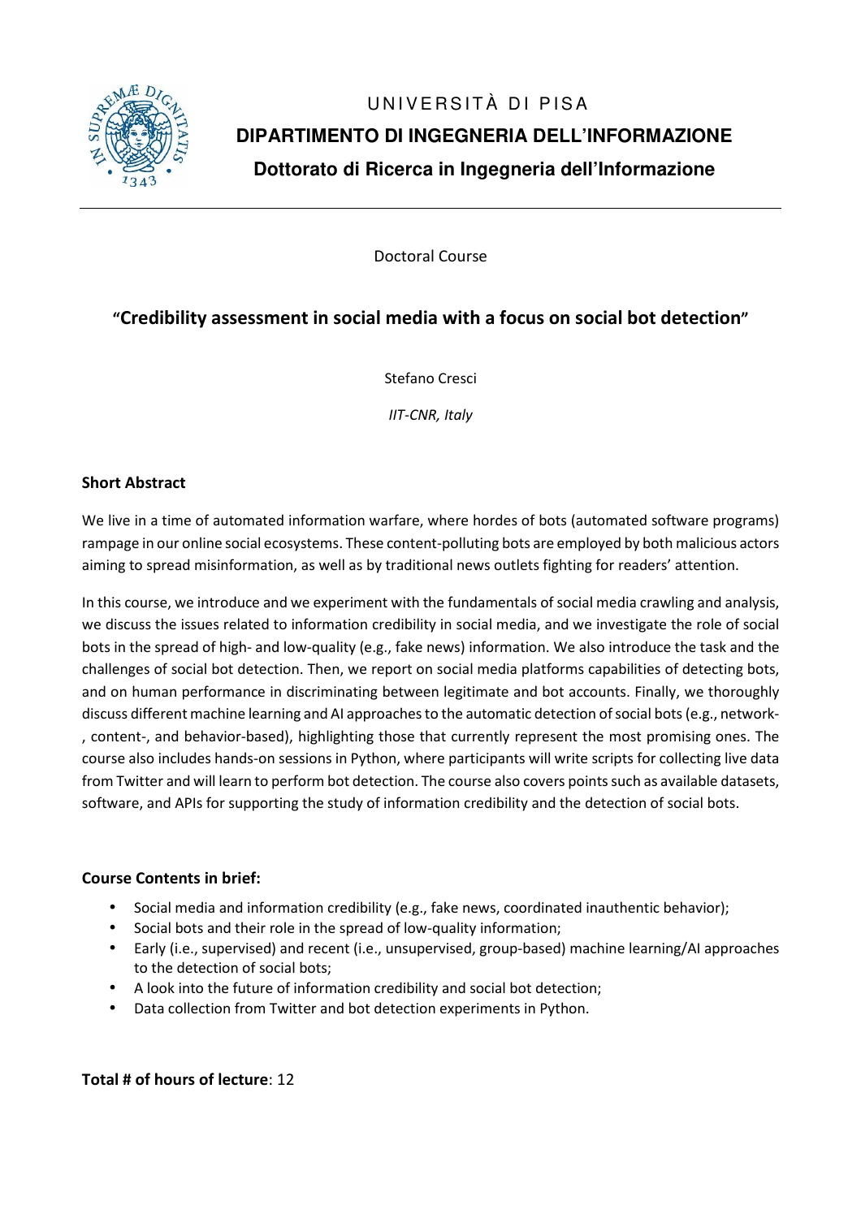UNIVERSITÀ DI PISA

**DIPARTIMENTO DI INGEGNERIA DELL'INFORMAZIONE**

**Dottorato di Ricerca in Ingegneria dell'Informazione**

---

Doctoral Course

# "Credibility assessment in social media with a focus on social bot detection"

Stefano Cresci

*IIT-CNR, Italy*

## Short Abstract

We live in a time of automated information warfare, where hordes of bots (automated software programs) rampage in our online social ecosystems. These content-polluting bots are employed by both malicious actors aiming to spread misinformation, as well as by traditional news outlets fighting for readers' attention.

In this course, we introduce and we experiment with the fundamentals of social media crawling and analysis, we discuss the issues related to information credibility in social media, and we investigate the role of social bots in the spread of high- and low-quality (e.g., fake news) information. We also introduce the task and the challenges of social bot detection. Then, we report on social media platforms capabilities of detecting bots, and on human performance in discriminating between legitimate and bot accounts. Finally, we thoroughly discuss different machine learning and AI approaches to the automatic detection of social bots (e.g., network-, content-, and behavior-based), highlighting those that currently represent the most promising ones. The course also includes hands-on sessions in Python, where participants will write scripts for collecting live data from Twitter and will learn to perform bot detection. The course also covers points such as available datasets, software, and APIs for supporting the study of information credibility and the detection of social bots.

## Course Contents in brief:

- Social media and information credibility (e.g., fake news, coordinated inauthentic behavior);
- Social bots and their role in the spread of low-quality information;
- Early (i.e., supervised) and recent (i.e., unsupervised, group-based) machine learning/AI approaches to the detection of social bots;
- A look into the future of information credibility and social bot detection;
- Data collection from Twitter and bot detection experiments in Python.

**Total # of hours of lecture**: 12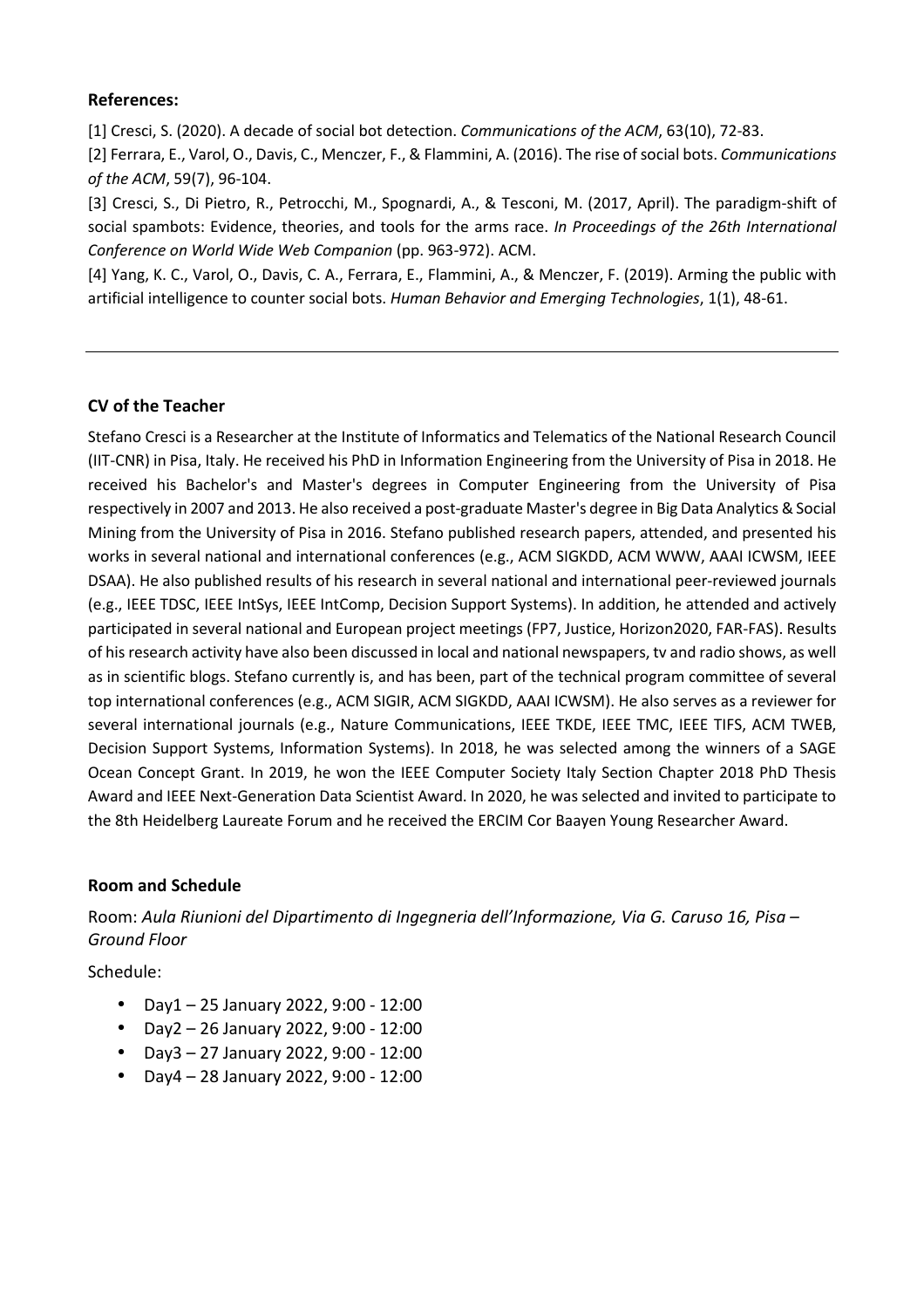**References:**

[1] Cresci, S. (2020). A decade of social bot detection. *Communications of the ACM*, 63(10), 72-83.

[2] Ferrara, E., Varol, O., Davis, C., Menczer, F., & Flammini, A. (2016). The rise of social bots. *Communications of the ACM*, 59(7), 96-104.

[3] Cresci, S., Di Pietro, R., Petrocchi, M., Spognardi, A., & Tesconi, M. (2017, April). The paradigm-shift of social spambots: Evidence, theories, and tools for the arms race. *In Proceedings of the 26th International Conference on World Wide Web Companion* (pp. 963-972). ACM.

[4] Yang, K. C., Varol, O., Davis, C. A., Ferrara, E., Flammini, A., & Menczer, F. (2019). Arming the public with artificial intelligence to counter social bots. *Human Behavior and Emerging Technologies*, 1(1), 48-61.

---

**CV of the Teacher**

Stefano Cresci is a Researcher at the Institute of Informatics and Telematics of the National Research Council (IIT-CNR) in Pisa, Italy. He received his PhD in Information Engineering from the University of Pisa in 2018. He received his Bachelor's and Master's degrees in Computer Engineering from the University of Pisa respectively in 2007 and 2013. He also received a post-graduate Master's degree in Big Data Analytics & Social Mining from the University of Pisa in 2016. Stefano published research papers, attended, and presented his works in several national and international conferences (e.g., ACM SIGKDD, ACM WWW, AAAI ICWSM, IEEE DSAA). He also published results of his research in several national and international peer-reviewed journals (e.g., IEEE TDSC, IEEE IntSys, IEEE IntComp, Decision Support Systems). In addition, he attended and actively participated in several national and European project meetings (FP7, Justice, Horizon2020, FAR-FAS). Results of his research activity have also been discussed in local and national newspapers, tv and radio shows, as well as in scientific blogs. Stefano currently is, and has been, part of the technical program committee of several top international conferences (e.g., ACM SIGIR, ACM SIGKDD, AAAI ICWSM). He also serves as a reviewer for several international journals (e.g., Nature Communications, IEEE TKDE, IEEE TMC, IEEE TIFS, ACM TWEB, Decision Support Systems, Information Systems). In 2018, he was selected among the winners of a SAGE Ocean Concept Grant. In 2019, he won the IEEE Computer Society Italy Section Chapter 2018 PhD Thesis Award and IEEE Next-Generation Data Scientist Award. In 2020, he was selected and invited to participate to the 8th Heidelberg Laureate Forum and he received the ERCIM Cor Baayen Young Researcher Award.

**Room and Schedule**

Room: *Aula Riunioni del Dipartimento di Ingegneria dell'Informazione, Via G. Caruso 16, Pisa – Ground Floor*

Schedule:

- Day1 – 25 January 2022, 9:00 - 12:00
- Day2 – 26 January 2022, 9:00 - 12:00
- Day3 – 27 January 2022, 9:00 - 12:00
- Day4 – 28 January 2022, 9:00 - 12:00